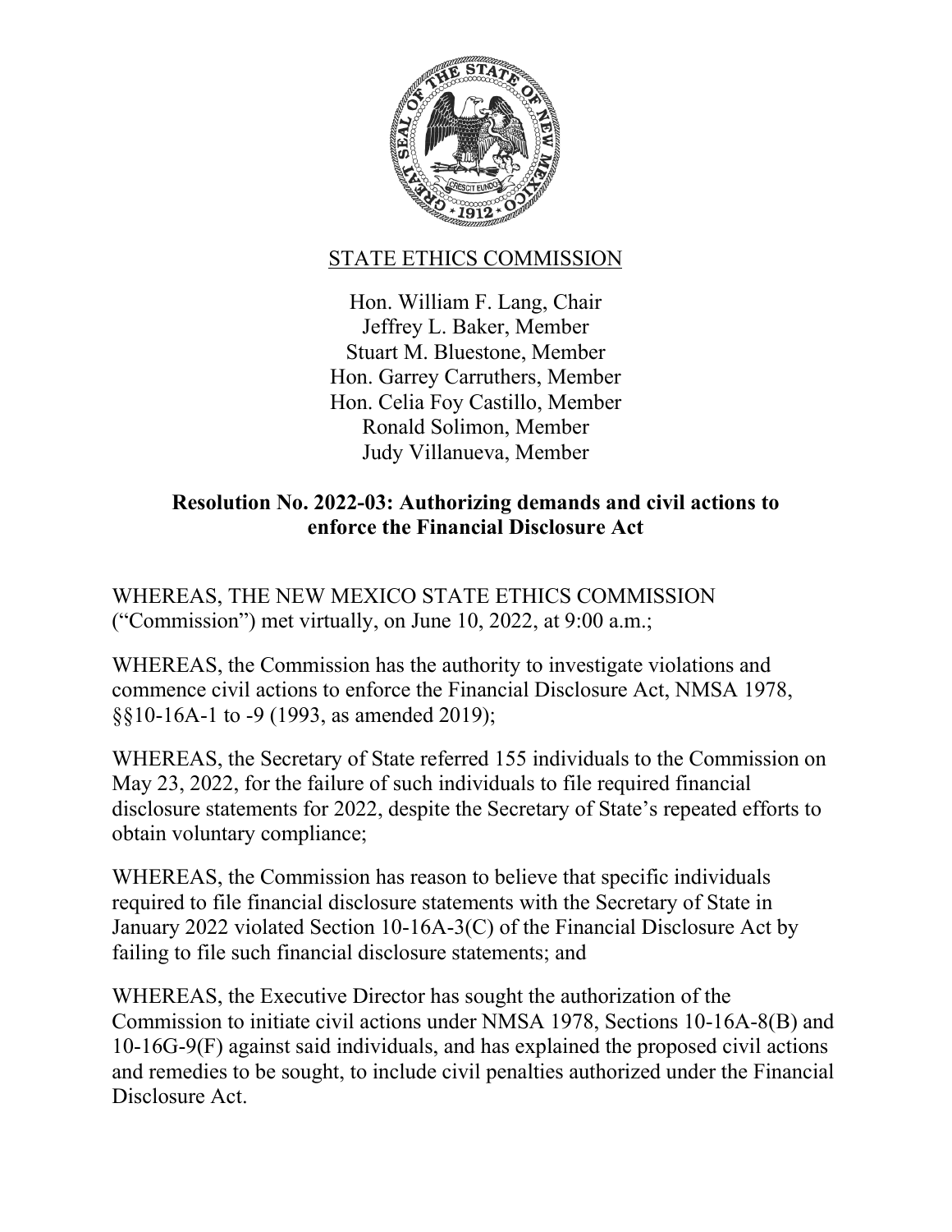STATE ETHICS COMMISSION

Hon. William F. Lang, Chair
Jeffrey L. Baker, Member
Stuart M. Bluestone, Member
Hon. Garrey Carruthers, Member
Hon. Celia Foy Castillo, Member
Ronald Solimon, Member
Judy Villanueva, Member

**Resolution No. 2022-03: Authorizing demands and civil actions to enforce the Financial Disclosure Act**

WHEREAS, THE NEW MEXICO STATE ETHICS COMMISSION ("Commission") met virtually, on June 10, 2022, at 9:00 a.m.;

WHEREAS, the Commission has the authority to investigate violations and commence civil actions to enforce the Financial Disclosure Act, NMSA 1978, §§10-16A-1 to -9 (1993, as amended 2019);

WHEREAS, the Secretary of State referred 155 individuals to the Commission on May 23, 2022, for the failure of such individuals to file required financial disclosure statements for 2022, despite the Secretary of State's repeated efforts to obtain voluntary compliance;

WHEREAS, the Commission has reason to believe that specific individuals required to file financial disclosure statements with the Secretary of State in January 2022 violated Section 10-16A-3(C) of the Financial Disclosure Act by failing to file such financial disclosure statements; and

WHEREAS, the Executive Director has sought the authorization of the Commission to initiate civil actions under NMSA 1978, Sections 10-16A-8(B) and 10-16G-9(F) against said individuals, and has explained the proposed civil actions and remedies to be sought, to include civil penalties authorized under the Financial Disclosure Act.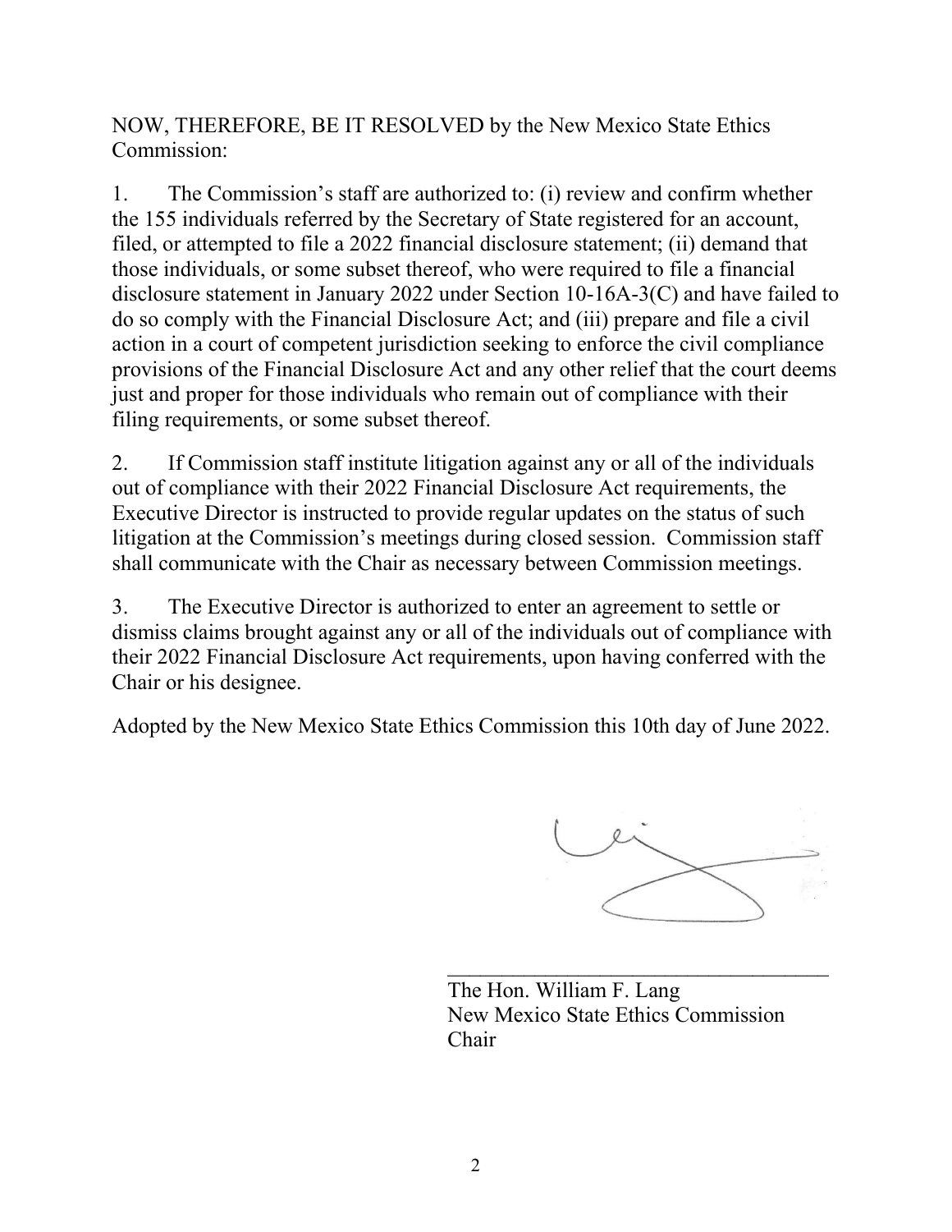NOW, THEREFORE, BE IT RESOLVED by the New Mexico State Ethics Commission:

1. The Commission's staff are authorized to: (i) review and confirm whether the 155 individuals referred by the Secretary of State registered for an account, filed, or attempted to file a 2022 financial disclosure statement; (ii) demand that those individuals, or some subset thereof, who were required to file a financial disclosure statement in January 2022 under Section 10-16A-3(C) and have failed to do so comply with the Financial Disclosure Act; and (iii) prepare and file a civil action in a court of competent jurisdiction seeking to enforce the civil compliance provisions of the Financial Disclosure Act and any other relief that the court deems just and proper for those individuals who remain out of compliance with their filing requirements, or some subset thereof.

2. If Commission staff institute litigation against any or all of the individuals out of compliance with their 2022 Financial Disclosure Act requirements, the Executive Director is instructed to provide regular updates on the status of such litigation at the Commission's meetings during closed session. Commission staff shall communicate with the Chair as necessary between Commission meetings.

3. The Executive Director is authorized to enter an agreement to settle or dismiss claims brought against any or all of the individuals out of compliance with their 2022 Financial Disclosure Act requirements, upon having conferred with the Chair or his designee.

Adopted by the New Mexico State Ethics Commission this 10th day of June 2022.

\_\_\_\_\_\_\_\_\_\_\_\_\_\_\_\_\_\_\_\_\_\_\_\_\_\_\_\_\_\_\_\_\_\_\_\_

The Hon. William F. Lang
New Mexico State Ethics Commission
Chair